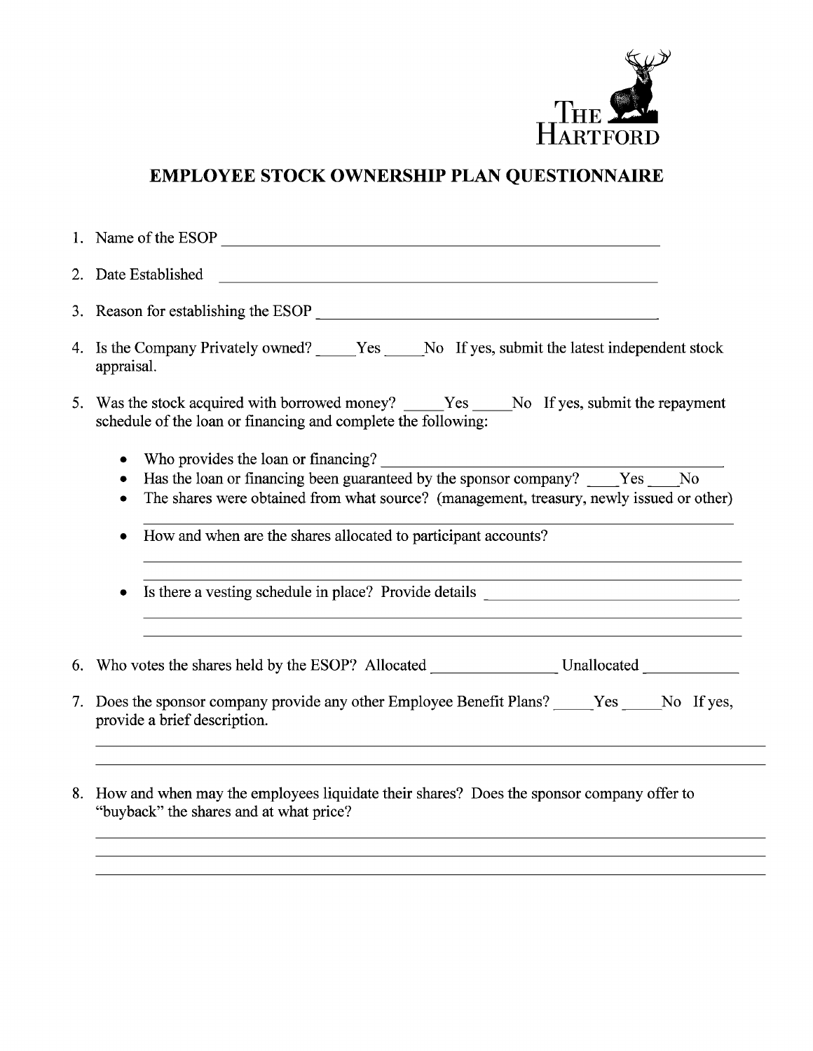THE HARTFORD

# EMPLOYEE STOCK OWNERSHIP PLAN QUESTIONNAIRE

1. Name of the ESOP ______________________________________________

2. Date Established ______________________________________________

3. Reason for establishing the ESOP ______________________________________________

4. Is the Company Privately owned? _____Yes _____No If yes, submit the latest independent stock appraisal.

5. Was the stock acquired with borrowed money? _____Yes _____No If yes, submit the repayment schedule of the loan or financing and complete the following:

   - Who provides the loan or financing? ______________________________________________
   - Has the loan or financing been guaranteed by the sponsor company? ____Yes ____No
   - The shares were obtained from what source? (management, treasury, newly issued or other)
     ______________________________________________
   - How and when are the shares allocated to participant accounts?
     ______________________________________________
     ______________________________________________
   - Is there a vesting schedule in place? Provide details ______________________________________________
     ______________________________________________
     ______________________________________________

6. Who votes the shares held by the ESOP? Allocated ________________ Unallocated ____________

7. Does the sponsor company provide any other Employee Benefit Plans? _____Yes _____No If yes, provide a brief description.
   ______________________________________________
   ______________________________________________

8. How and when may the employees liquidate their shares? Does the sponsor company offer to "buyback" the shares and at what price?
   ______________________________________________
   ______________________________________________
   ______________________________________________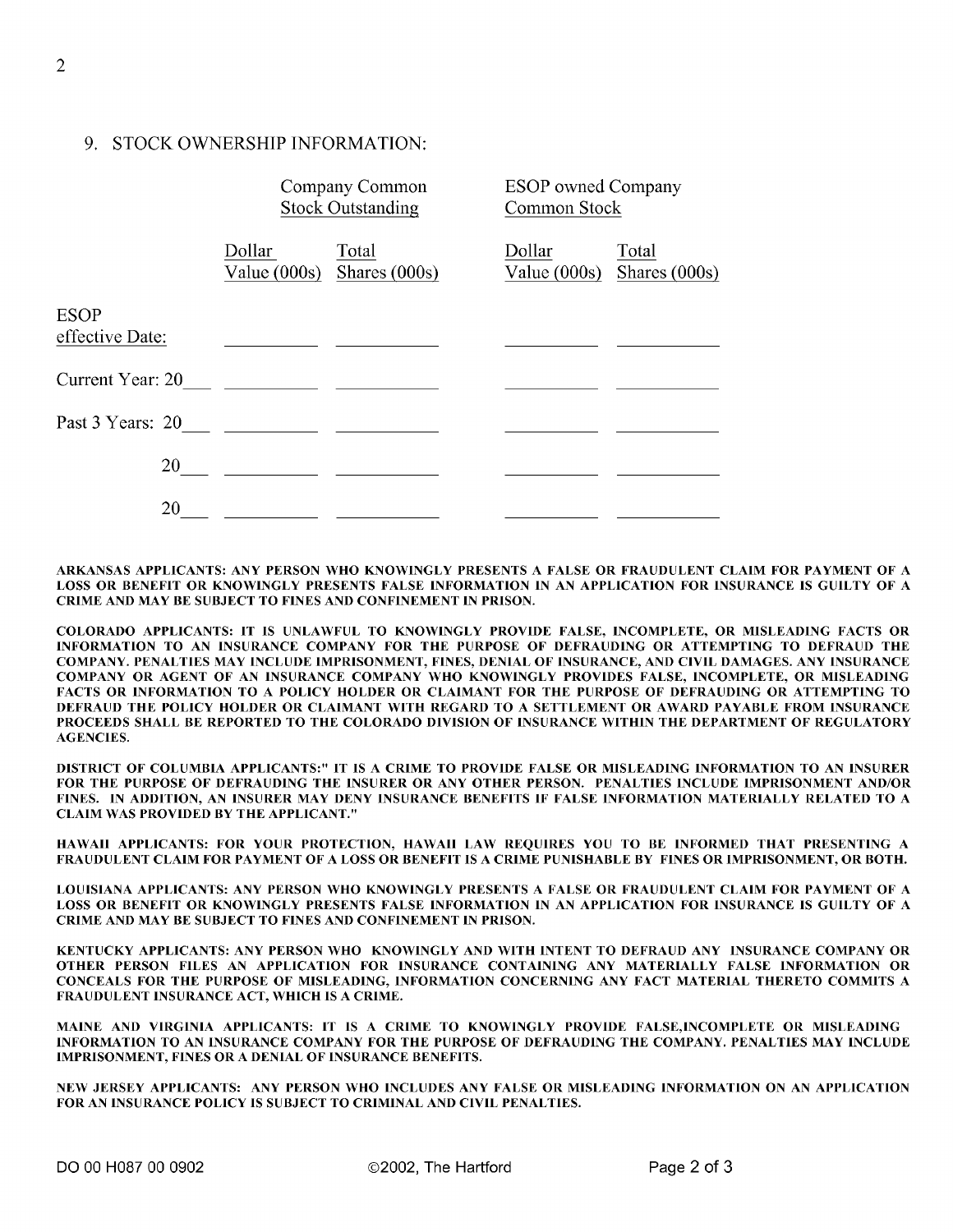## 9. STOCK OWNERSHIP INFORMATION:

| | Company Common Stock Outstanding | | ESOP owned Company Common Stock | |
|---|---|---|---|---|
| | Dollar Value (000s) | Total Shares (000s) | Dollar Value (000s) | Total Shares (000s) |
| ESOP effective Date: | \_\_\_\_\_\_\_\_\_\_ | \_\_\_\_\_\_\_\_\_\_ | \_\_\_\_\_\_\_\_\_\_ | \_\_\_\_\_\_\_\_\_\_ |
| Current Year: 20\_\_\_ | \_\_\_\_\_\_\_\_\_\_ | \_\_\_\_\_\_\_\_\_\_ | \_\_\_\_\_\_\_\_\_\_ | \_\_\_\_\_\_\_\_\_\_ |
| Past 3 Years: 20\_\_\_ | \_\_\_\_\_\_\_\_\_\_ | \_\_\_\_\_\_\_\_\_\_ | \_\_\_\_\_\_\_\_\_\_ | \_\_\_\_\_\_\_\_\_\_ |
| 20\_\_\_ | \_\_\_\_\_\_\_\_\_\_ | \_\_\_\_\_\_\_\_\_\_ | \_\_\_\_\_\_\_\_\_\_ | \_\_\_\_\_\_\_\_\_\_ |
| 20\_\_\_ | \_\_\_\_\_\_\_\_\_\_ | \_\_\_\_\_\_\_\_\_\_ | \_\_\_\_\_\_\_\_\_\_ | \_\_\_\_\_\_\_\_\_\_ |

**ARKANSAS APPLICANTS: ANY PERSON WHO KNOWINGLY PRESENTS A FALSE OR FRAUDULENT CLAIM FOR PAYMENT OF A LOSS OR BENEFIT OR KNOWINGLY PRESENTS FALSE INFORMATION IN AN APPLICATION FOR INSURANCE IS GUILTY OF A CRIME AND MAY BE SUBJECT TO FINES AND CONFINEMENT IN PRISON.**

**COLORADO APPLICANTS: IT IS UNLAWFUL TO KNOWINGLY PROVIDE FALSE, INCOMPLETE, OR MISLEADING FACTS OR INFORMATION TO AN INSURANCE COMPANY FOR THE PURPOSE OF DEFRAUDING OR ATTEMPTING TO DEFRAUD THE COMPANY. PENALTIES MAY INCLUDE IMPRISONMENT, FINES, DENIAL OF INSURANCE, AND CIVIL DAMAGES. ANY INSURANCE COMPANY OR AGENT OF AN INSURANCE COMPANY WHO KNOWINGLY PROVIDES FALSE, INCOMPLETE, OR MISLEADING FACTS OR INFORMATION TO A POLICY HOLDER OR CLAIMANT FOR THE PURPOSE OF DEFRAUDING OR ATTEMPTING TO DEFRAUD THE POLICY HOLDER OR CLAIMANT WITH REGARD TO A SETTLEMENT OR AWARD PAYABLE FROM INSURANCE PROCEEDS SHALL BE REPORTED TO THE COLORADO DIVISION OF INSURANCE WITHIN THE DEPARTMENT OF REGULATORY AGENCIES.**

**DISTRICT OF COLUMBIA APPLICANTS:" IT IS A CRIME TO PROVIDE FALSE OR MISLEADING INFORMATION TO AN INSURER FOR THE PURPOSE OF DEFRAUDING THE INSURER OR ANY OTHER PERSON. PENALTIES INCLUDE IMPRISONMENT AND/OR FINES. IN ADDITION, AN INSURER MAY DENY INSURANCE BENEFITS IF FALSE INFORMATION MATERIALLY RELATED TO A CLAIM WAS PROVIDED BY THE APPLICANT."**

**HAWAII APPLICANTS: FOR YOUR PROTECTION, HAWAII LAW REQUIRES YOU TO BE INFORMED THAT PRESENTING A FRAUDULENT CLAIM FOR PAYMENT OF A LOSS OR BENEFIT IS A CRIME PUNISHABLE BY FINES OR IMPRISONMENT, OR BOTH.**

**LOUISIANA APPLICANTS: ANY PERSON WHO KNOWINGLY PRESENTS A FALSE OR FRAUDULENT CLAIM FOR PAYMENT OF A LOSS OR BENEFIT OR KNOWINGLY PRESENTS FALSE INFORMATION IN AN APPLICATION FOR INSURANCE IS GUILTY OF A CRIME AND MAY BE SUBJECT TO FINES AND CONFINEMENT IN PRISON.**

**KENTUCKY APPLICANTS: ANY PERSON WHO KNOWINGLY AND WITH INTENT TO DEFRAUD ANY INSURANCE COMPANY OR OTHER PERSON FILES AN APPLICATION FOR INSURANCE CONTAINING ANY MATERIALLY FALSE INFORMATION OR CONCEALS FOR THE PURPOSE OF MISLEADING, INFORMATION CONCERNING ANY FACT MATERIAL THERETO COMMITS A FRAUDULENT INSURANCE ACT, WHICH IS A CRIME.**

**MAINE AND VIRGINIA APPLICANTS: IT IS A CRIME TO KNOWINGLY PROVIDE FALSE,INCOMPLETE OR MISLEADING INFORMATION TO AN INSURANCE COMPANY FOR THE PURPOSE OF DEFRAUDING THE COMPANY. PENALTIES MAY INCLUDE IMPRISONMENT, FINES OR A DENIAL OF INSURANCE BENEFITS.**

**NEW JERSEY APPLICANTS: ANY PERSON WHO INCLUDES ANY FALSE OR MISLEADING INFORMATION ON AN APPLICATION FOR AN INSURANCE POLICY IS SUBJECT TO CRIMINAL AND CIVIL PENALTIES.**

DO 00 H087 00 0902 ©2002, The Hartford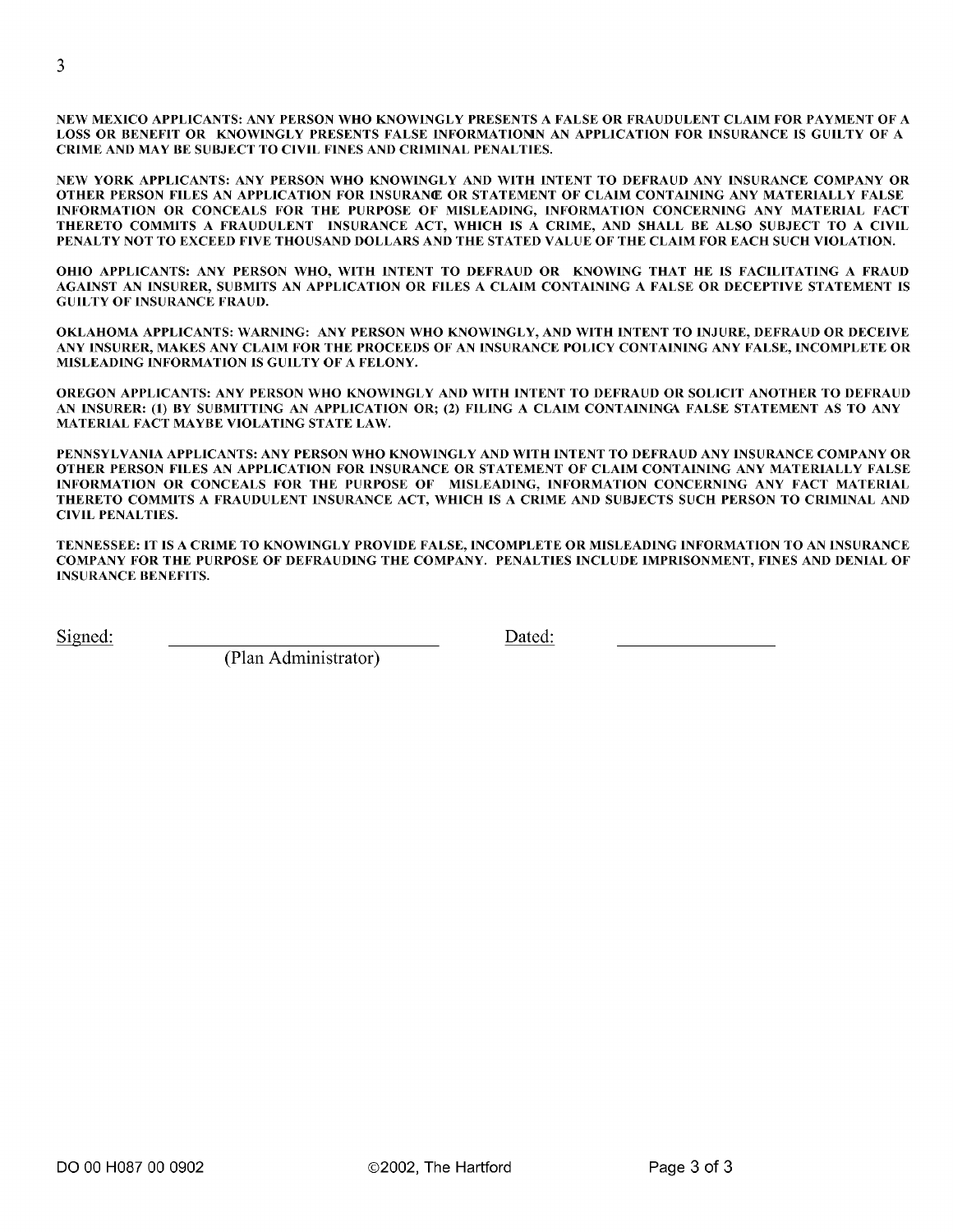**NEW MEXICO APPLICANTS: ANY PERSON WHO KNOWINGLY PRESENTS A FALSE OR FRAUDULENT CLAIM FOR PAYMENT OF A LOSS OR BENEFIT OR KNOWINGLY PRESENTS FALSE INFORMATIONIN AN APPLICATION FOR INSURANCE IS GUILTY OF A CRIME AND MAY BE SUBJECT TO CIVIL FINES AND CRIMINAL PENALTIES.**

**NEW YORK APPLICANTS: ANY PERSON WHO KNOWINGLY AND WITH INTENT TO DEFRAUD ANY INSURANCE COMPANY OR OTHER PERSON FILES AN APPLICATION FOR INSURANCE OR STATEMENT OF CLAIM CONTAINING ANY MATERIALLY FALSE INFORMATION OR CONCEALS FOR THE PURPOSE OF MISLEADING, INFORMATION CONCERNING ANY MATERIAL FACT THERETO COMMITS A FRAUDULENT INSURANCE ACT, WHICH IS A CRIME, AND SHALL BE ALSO SUBJECT TO A CIVIL PENALTY NOT TO EXCEED FIVE THOUSAND DOLLARS AND THE STATED VALUE OF THE CLAIM FOR EACH SUCH VIOLATION.**

**OHIO APPLICANTS: ANY PERSON WHO, WITH INTENT TO DEFRAUD OR KNOWING THAT HE IS FACILITATING A FRAUD AGAINST AN INSURER, SUBMITS AN APPLICATION OR FILES A CLAIM CONTAINING A FALSE OR DECEPTIVE STATEMENT IS GUILTY OF INSURANCE FRAUD.**

**OKLAHOMA APPLICANTS: WARNING: ANY PERSON WHO KNOWINGLY, AND WITH INTENT TO INJURE, DEFRAUD OR DECEIVE ANY INSURER, MAKES ANY CLAIM FOR THE PROCEEDS OF AN INSURANCE POLICY CONTAINING ANY FALSE, INCOMPLETE OR MISLEADING INFORMATION IS GUILTY OF A FELONY.**

**OREGON APPLICANTS: ANY PERSON WHO KNOWINGLY AND WITH INTENT TO DEFRAUD OR SOLICIT ANOTHER TO DEFRAUD AN INSURER: (1) BY SUBMITTING AN APPLICATION OR; (2) FILING A CLAIM CONTAININGA FALSE STATEMENT AS TO ANY MATERIAL FACT MAYBE VIOLATING STATE LAW.**

**PENNSYLVANIA APPLICANTS: ANY PERSON WHO KNOWINGLY AND WITH INTENT TO DEFRAUD ANY INSURANCE COMPANY OR OTHER PERSON FILES AN APPLICATION FOR INSURANCE OR STATEMENT OF CLAIM CONTAINING ANY MATERIALLY FALSE INFORMATION OR CONCEALS FOR THE PURPOSE OF MISLEADING, INFORMATION CONCERNING ANY FACT MATERIAL THERETO COMMITS A FRAUDULENT INSURANCE ACT, WHICH IS A CRIME AND SUBJECTS SUCH PERSON TO CRIMINAL AND CIVIL PENALTIES.**

**TENNESSEE: IT IS A CRIME TO KNOWINGLY PROVIDE FALSE, INCOMPLETE OR MISLEADING INFORMATION TO AN INSURANCE COMPANY FOR THE PURPOSE OF DEFRAUDING THE COMPANY. PENALTIES INCLUDE IMPRISONMENT, FINES AND DENIAL OF INSURANCE BENEFITS.**

Signed: ____________________________ Dated: ________________

(Plan Administrator)

DO 00 H087 00 0902 ©2002, The Hartford